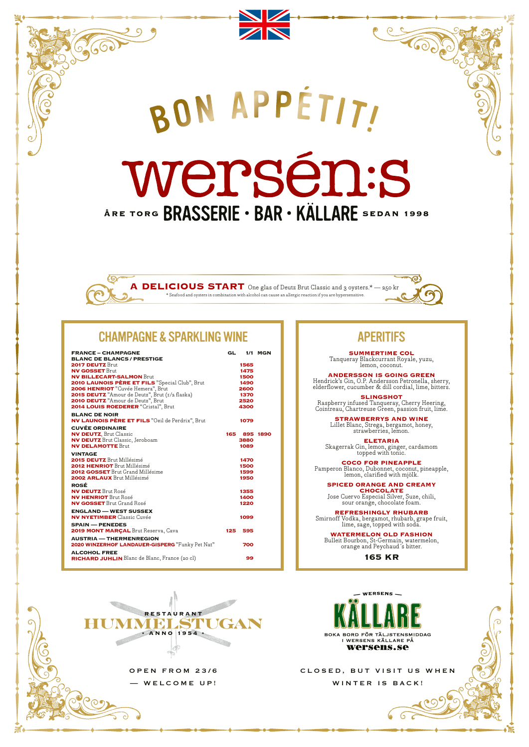# BON APPÉTIT!

# wersén:s

ÅRE TORG **BRASSERIE • BAR • KÄLLARE** SEDAN 1998

**A DELICIOUS START** One glas of Deutz Brut Classic and 3 oysters.* — 250 kr

* Seafood and oysters in combination with alcohol can cause an allergic reaction if you are hypersensitive.

## CHAMPAGNE & SPARKLING WINE

| FRANCE – CHAMPAGNE | GL | 1/1 | MGN |
|---|---|---|---|
| **BLANC DE BLANCS / PRESTIGE** | | | |
| **2017 DEUTZ** Brut | | 1565 | |
| **NV GOSSET** Brut | | 1475 | |
| **NV BILLECART-SALMON** Brut | | 1500 | |
| **2010 LAUNOIS PÈRE ET FILS** "Special Club", Brut | | 1490 | |
| **2006 HENRIOT** "Cuvée Hemera", Brut | | 2600 | |
| **2015 DEUTZ** "Amour de Deutz", Brut (1/2 flaska) | | 1370 | |
| **2010 DEUTZ** "Amour de Deutz", Brut | | 2520 | |
| **2014 LOUIS ROEDERER** "Cristal", Brut | | 4300 | |
| **BLANC DE NOIR** | | | |
| **NV LAUNOIS PÈRE ET FILS** "Oeil de Perdrix", Brut | | 1079 | |
| **CUVÉE ORDINAIRE** | | | |
| **NV DEUTZ**, Brut Classic | 165 | 895 | 1890 |
| **NV DEUTZ** Brut Classic, Jeroboam | | 3880 | |
| **NV DELAMOTTE** Brut | | 1089 | |
| **VINTAGE** | | | |
| **2015 DEUTZ** Brut Millésimé | | 1470 | |
| **2012 HENRIOT** Brut Millésimé | | 1500 | |
| **2012 GOSSET** Brut Grand Millésime | | 1599 | |
| **2002 ARLAUX** Brut Millésimé | | 1950 | |
| **ROSÉ** | | | |
| **NV DEUTZ** Brut Rosé | | 1355 | |
| **NV HENRIOT** Brut Rosé | | 1400 | |
| **NV GOSSET** Brut Grand Rosé | | 1220 | |
| **ENGLAND — WEST SUSSEX** | | | |
| **NV NYETIMBER** Classic Cuvée | | 1099 | |
| **SPAIN — PENEDES** | | | |
| **2019 MONT MARÇAL** Brut Reserva, Cava | 125 | 595 | |
| **AUSTRIA — THERMENREGION** | | | |
| **2020 WINZERHOF LANDAUER-GISPERG** "Funky Pet Nat" | | 700 | |
| **ALCOHOL FREE** | | | |
| **RICHARD JUHLIN** Blanc de Blanc, France (20 cl) | | 99 | |

## APERITIFS

**SUMMERTIME COL**
Tanqueray Blackcurrant Royale, yuzu, lemon, coconut.

**ANDERSSON IS GOING GREEN**
Hendrick's Gin, O.P. Andersson Petronella, sherry, elderflower, cucumber & dill cordial, lime, bitters.

**SLINGSHOT**
Raspberry infused Tanqueray, Cherry Heering, Cointreau, Chartreuse Green, passion fruit, lime.

**STRAWBERRYS AND WINE**
Lillet Blanc, Strega, bergamot, honey, strawberries, lemon.

**ELETARIA**
Skagerrak Gin, lemon, ginger, cardamom topped with tonic.

**COCO FOR PINEAPPLE**
Pamperon Blanco, Dubonnet, coconut, pineapple, lemon, clarified with mjölk.

**SPICED ORANGE AND CREAMY CHOCOLATE**
Jose Cuervo Especial Silver, Suze, chili, sour orange, chocolate foam.

**REFRESHINGLY RHUBARB**
Smirnoff Vodka, bergamot, rhubarb, grape fruit, lime, sage, topped with soda.

**WATERMELON OLD FASHION**
Bulleit Bourbon, St-Germain, watermelon, orange and Peychaud´s bitter.

**165 KR**

RESTAURANT **HUMMELSTUGAN** • ANNO 1954 •

OPEN FROM 23/6 — WELCOME UP!

— WERSENS — **KÄLLARE**

BOKA BORD FÖR TÄLJSTENSMIDDAG I WERSENS KÄLLARE PÅ **wersens.se**

CLOSED, BUT VISIT US WHEN WINTER IS BACK!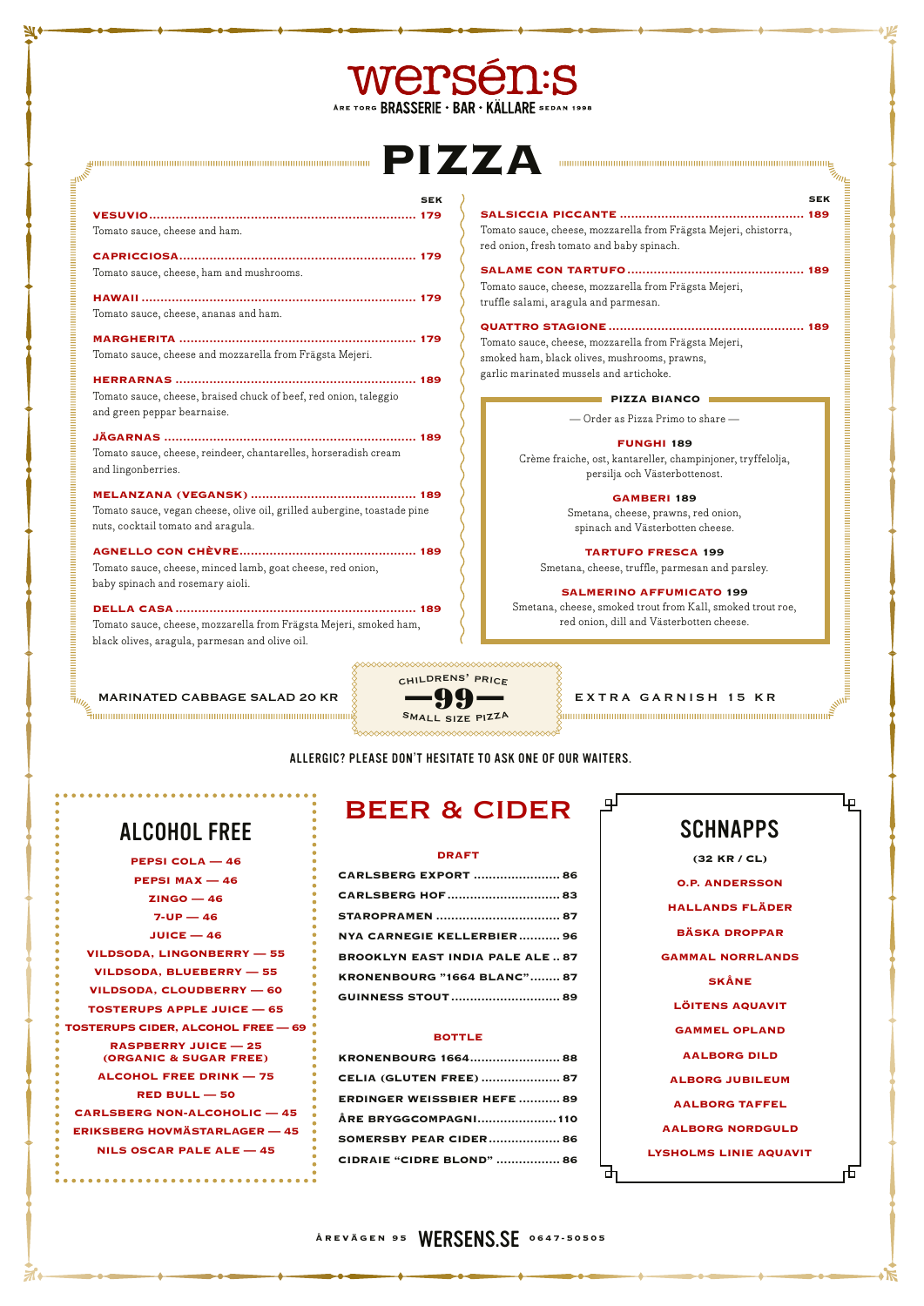# wersén:s

ÅRE TORG BRASSERIE · BAR · KÄLLARE SEDAN 1998

# PIZZA

SEK

**VESUVIO** ...... 179
Tomato sauce, cheese and ham.

**CAPRICCIOSA** ...... 179
Tomato sauce, cheese, ham and mushrooms.

**HAWAII** ...... 179
Tomato sauce, cheese, ananas and ham.

**MARGHERITA** ...... 179
Tomato sauce, cheese and mozzarella from Frägsta Mejeri.

**HERRARNAS** ...... 189
Tomato sauce, cheese, braised chuck of beef, red onion, taleggio and green peppar bearnaise.

**JÄGARNAS** ...... 189
Tomato sauce, cheese, reindeer, chantarelles, horseradish cream and lingonberries.

**MELANZANA (VEGANSK)** ...... 189
Tomato sauce, vegan cheese, olive oil, grilled aubergine, toastade pine nuts, cocktail tomato and aragula.

**AGNELLO CON CHÈVRE** ...... 189
Tomato sauce, cheese, minced lamb, goat cheese, red onion, baby spinach and rosemary aioli.

**DELLA CASA** ...... 189
Tomato sauce, cheese, mozzarella from Frägsta Mejeri, smoked ham, black olives, aragula, parmesan and olive oil.

SEK

**SALSICCIA PICCANTE** ...... 189
Tomato sauce, cheese, mozzarella from Frägsta Mejeri, chistorra, red onion, fresh tomato and baby spinach.

**SALAME CON TARTUFO** ...... 189
Tomato sauce, cheese, mozzarella from Frägsta Mejeri, truffle salami, aragula and parmesan.

**QUATTRO STAGIONE** ...... 189
Tomato sauce, cheese, mozzarella from Frägsta Mejeri, smoked ham, black olives, mushrooms, prawns, garlic marinated mussels and artichoke.

### PIZZA BIANCO

— Order as Pizza Primo to share —

**FUNGHI** 189
Crème fraiche, ost, kantareller, champinjoner, tryffelolja, persilja och Västerbottenost.

**GAMBERI** 189
Smetana, cheese, prawns, red onion, spinach and Västerbotten cheese.

**TARTUFO FRESCA** 199
Smetana, cheese, truffle, parmesan and parsley.

**SALMERINO AFFUMICATO** 199
Smetana, cheese, smoked trout from Kall, smoked trout roe, red onion, dill and Västerbotten cheese.

MARINATED CABBAGE SALAD 20 KR

CHILDRENS' PRICE **—99—** SMALL SIZE PIZZA

EXTRA GARNISH 15 KR

ALLERGIC? PLEASE DON'T HESITATE TO ASK ONE OF OUR WAITERS.

## ALCOHOL FREE

- PEPSI COLA — 46
- PEPSI MAX — 46
- ZINGO — 46
- 7-UP — 46
- JUICE — 46
- VILDSODA, LINGONBERRY — 55
- VILDSODA, BLUEBERRY — 55
- VILDSODA, CLOUDBERRY — 60
- TOSTERUPS APPLE JUICE — 65
- TOSTERUPS CIDER, ALCOHOL FREE — 69
- RASPBERRY JUICE — 25 (ORGANIC & SUGAR FREE)
- ALCOHOL FREE DRINK — 75
- RED BULL — 50
- CARLSBERG NON-ALCOHOLIC — 45
- ERIKSBERG HOVMÄSTARLAGER — 45
- NILS OSCAR PALE ALE — 45

## BEER & CIDER

### DRAFT

- CARLSBERG EXPORT ...... 86
- CARLSBERG HOF ...... 83
- STAROPRAMEN ...... 87
- NYA CARNEGIE KELLERBIER ...... 96
- BROOKLYN EAST INDIA PALE ALE ...... 87
- KRONENBOURG "1664 BLANC" ...... 87
- GUINNESS STOUT ...... 89

### BOTTLE

- KRONENBOURG 1664 ...... 88
- CELIA (GLUTEN FREE) ...... 87
- ERDINGER WEISSBIER HEFE ...... 89
- ÅRE BRYGGCOMPAGNI ...... 110
- SOMERSBY PEAR CIDER ...... 86
- CIDRAIE "CIDRE BLOND" ...... 86

## SCHNAPPS

(32 KR / CL)

- O.P. ANDERSSON
- HALLANDS FLÄDER
- BÄSKA DROPPAR
- GAMMAL NORRLANDS
- SKÅNE
- LÖITENS AQUAVIT
- GAMMEL OPLAND
- AALBORG DILD
- ALBORG JUBILEUM
- AALBORG TAFFEL
- AALBORG NORDGULD
- LYSHOLMS LINIE AQUAVIT

ÅREVÄGEN 95 WERSENS.SE 0647-50505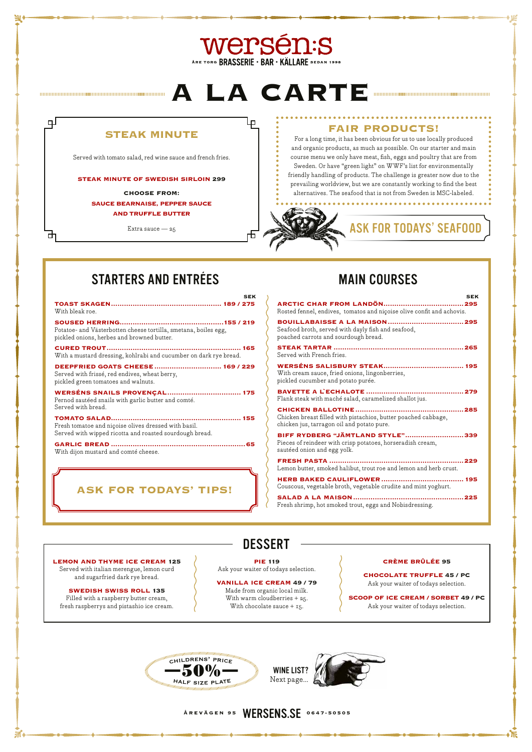# wersén:s

ÅRE TORG BRASSERIE · BAR · KÄLLARE SEDAN 1998

# A LA CARTE

## STEAK MINUTE

Served with tomato salad, red wine sauce and french fries.

**STEAK MINUTE OF SWEDISH SIRLOIN 299**

**CHOOSE FROM:**

**SAUCE BEARNAISE, PEPPER SAUCE AND TRUFFLE BUTTER**

Extra sauce — 25

## FAIR PRODUCTS!

For a long time, it has been obvious for us to use locally produced and organic products, as much as possible. On our starter and main course menu we only have meat, fish, eggs and poultry that are from Sweden. Or have "green light" on WWF's list for environmentally friendly handling of products. The challenge is greater now due to the prevailing worldview, but we are constantly working to find the best alternatives. The seafood that is not from Sweden is MSC-labeled.

**ASK FOR TODAYS' SEAFOOD**

## STARTERS AND ENTRÉES

SEK

**TOAST SKAGEN** ...... 189 / 275
With bleak roe.

**SOUSED HERRING** ...... 155 / 219
Potatoe- and Västerbotten cheese tortilla, smetana, boiles egg, pickled onions, herbes and browned butter.

**CURED TROUT** ...... 165
With a mustard dressing, kohlrabi and cucumber on dark rye bread.

**DEEPFRIED GOATS CHEESE** ...... 169 / 229
Served with frissé, red endives, wheat berry, pickled green tomatoes and walnuts.

**WERSÉNS SNAILS PROVENÇAL** ...... 175
Pernod sautéed snails with garlic butter and comté. Served with bread.

**TOMATO SALAD** ...... 155
Fresh tomatoe and niçoise olives dressed with basil. Served with wipped ricotta and roasted sourdough bread.

**GARLIC BREAD** ...... 65
With dijon mustard and comté cheese.

**ASK FOR TODAYS' TIPS!**

## MAIN COURSES

SEK

**ARCTIC CHAR FROM LANDÖN** ...... 295
Rosted fennel, endives, tomatos and niçoise olive confit and achovis.

**BOUILLABAISSE A LA MAISON** ...... 295
Seafood broth, served with dayly fish and seafood, poached carrots and sourdough bread.

**STEAK TARTAR** ...... 265
Served with French fries.

**WERSÉNS SALISBURY STEAK** ...... 195
With cream sauce, fried onions, lingonberries, pickled cucumber and potato purée.

**BAVETTE A L`ECHALOTE** ...... 279
Flank steak with maché salad, caramelized shallot jus.

**CHICKEN BALLOTINE** ...... 285
Chicken breast filled with pistachios, butter poached cabbage, chicken jus, tarragon oil and potato pure.

**BIFF RYDBERG "JÄMTLAND STYLE"** ...... 339
Pieces of reindeer with crisp potatoes, horseradish cream, sautéed onion and egg yolk.

**FRESH PASTA** ...... 229
Lemon butter, smoked halibut, trout roe and lemon and herb crust.

**HERB BAKED CAULIFLOWER** ...... 195
Couscous, vegetable broth, vegetable crudite and mint yoghurt.

**SALAD A LA MAISON** ...... 225
Fresh shrimp, hot smoked trout, eggs and Nobisdressing.

## DESSERT

**LEMON AND THYME ICE CREAM 125**
Served with italian merengue, lemon curd and sugarfried dark rye bread.

**SWEDISH SWISS ROLL 135**
Filled with a raspberry butter cream, fresh raspberrys and pistachio ice cream.

**PIE 119**
Ask your waiter of todays selection.

**VANILLA ICE CREAM 49 / 79**
Made from organic local milk.
With warm cloudberries + 25.
With chocolate sauce + 15.

**CRÈME BRÛLÉE 95**

**CHOCOLATE TRUFFLE 45 / PC**
Ask your waiter of todays selection.

**SCOOP OF ICE CREAM / SORBET 49 / PC**
Ask your waiter of todays selection.

CHILDRENS' PRICE –50% HALF SIZE PLATE

WINE LIST? Next page...

ÅREVÄGEN 95 WERSENS.SE 0647-50505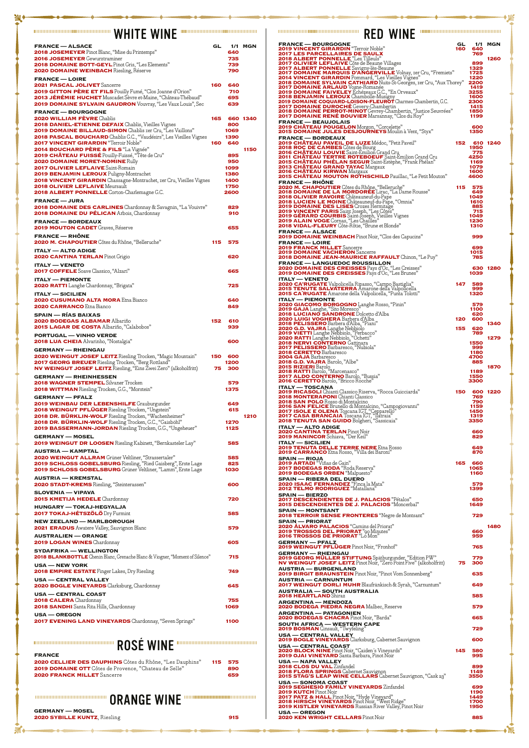# WHITE WINE

| | GL | 1/1 | MGN |
|---|---|---|---|
| **FRANCE — ALSACE** | | | |
| **2018 JOSEMEYER** Pinot Blanc, "Mise du Printemps" | | 640 | |
| **2016 JOSEMEYER** Gewurztraminer | | 735 | |
| **2018 DOMAINE BOTT-GEYL** Pinot Gris, "Les Elements" | | 739 | |
| **2020 DOMAINE WEINBACH** Riesling, Réserve | | 790 | |
| **FRANCE — LOIRE** | | | |
| **2021 PASCAL JOLIVET** Sancerre | 160 | 640 | |
| **2019 GITTON PÈRE ET FILS** Pouilly Fumé, "Clos Joanne d'Orion" | | 710 | |
| **2013 JÉRÉMIE HUCHET** Muscadet Sevre et-Maine, "Château-Thébaud" | | 695 | |
| **2019 DOMAINE SYLVAIN GAUDRON** Vouvray, "Les Vaux Louis", Sec | | 639 | |
| **FRANCE — BOURGOGNE** | | | |
| **2020 WILLIAM FÈVRE** Chablis | 165 | 660 | 1340 |
| **2018 DANIEL-ETIENNE DEFAIX** Chablis, Vieilles Vignes | | 800 | |
| **2019 DOMAINE BILLAUD-SIMON** Chablis 1er Cru, "Les Vaillons" | | 1069 | |
| **2018 PASCAL BOUCHARD** Chablis G.C., "Vaudésirs", Les Vieilles Vignes | | 1390 | |
| **2017 VINCENT GIRARDIN** "Terroir Noble" | 160 | 640 | |
| **2014 BOUCHARD PÈRE & FILS** "La Vignée" | | | 1150 |
| **2019 CHÂTEAU FUISSÉ** Pouilly-Fuissé, "Tête de Cru" | | 895 | |
| **2020 DOMAINE MORET-NOMINE** Rully | | 950 | |
| **2017 OLIVIER LEFLAIVE** Saint-Romain | | 1099 | |
| **2019 BENJAMIN LEROUX** Puligny-Montrachet | | 1380 | |
| **2018 VINCENT GIRARDIN** Chassagne-Montrachet, 1er Cru, Vieilles Vignes | | 1400 | |
| **2018 OLIVIER LEFLAIVE** Meursault | | 1750 | |
| **2018 ALBERT PONNELLE** Corton-Charlemagne G.C. | | 2600 | |
| **FRANCE — JURA** | | | |
| **2018 DOMAINE DES CARLINES** Chardonnay & Savagnin, "La Vouivre" | | 829 | |
| **2018 DOMAINE DU PÉLICAN** Arbois, Chardonnay | | 910 | |
| **FRANCE — BORDEAUX** | | | |
| **2019 MOUTON CADET** Graves, Réserve | | 655 | |
| **FRANCE — RHÔNE** | | | |
| **2020 M. CHAPOUTIER** Côtes du Rhône, "Belleruche" | 115 | 575 | |
| **ITALY — ALTO ADIGE** | | | |
| **2020 CANTINA TERLAN** Pinot Grigio | | 620 | |
| **ITALY — VENETO** | | | |
| **2017 COFFELE** Soave Classico, "Alzari" | | 665 | |
| **ITALY — PIEMONTE** | | | |
| **2020 RATTI** Langhe Chardonnay, "Brigata" | | 725 | |
| **ITALY — SICILIEN** | | | |
| **2020 CUSUMANO ALTA MORA** Etna Bianco | | 640 | |
| **2020 CARRANCO** Etna Bianco | | 849 | |
| **SPAIN — RÍAS BAIXAS** | | | |
| **2020 BODEGAS ALBAMAR** Albariño | 152 | 610 | |
| **2015 LAGAR DE COSTA** Albariño, "Calabobos" | | 939 | |
| **PORTUGAL — VINHO VERDE** | | | |
| **2018 LUA CHEIA** Alvarinho, "Nostalgia" | | 600 | |
| **GERMANY — RHEINGAU** | | | |
| **2020 WEINGUT JOSEF LEITZ** Riesling Trocken, "Magic Mountain" | 150 | 600 | |
| **2017 GEORG BREUER** Riesling Trocken, "Berg Rottland" | | 1200 | |
| **NV WEINGUT JOSEF LEITZ** Riesling, "Eins Zwei Zero" (alkoholfritt) | 75 | 300 | |
| **GERMANY — RHEINHESSEN** | | | |
| **2018 WAGNER STEMPEL** Silvaner Trocken | | 579 | |
| **2018 WITTMAN** Riesling Trocken, G.G., "Morstein" | | 1375 | |
| **GERMANY — PFALZ** | | | |
| **2019 WEINBAU DER LEBENSHILFE** Grauburgunder | | 649 | |
| **2018 WEINGUT PFLÜGER** Riesling Trocken, "Ungstein" | | 615 | |
| **2018 DR. BÜRKLIN-WOLF** Riesling Trocken, "Wachenheimer" | | | 1210 |
| **2018 DR. BÜRKLIN-WOLF** Riesling Trocken, G.G., "Gaisböhl" | | 1270 | |
| **2019 BASSERMANN-JORDAN** Riesling Trocken, G.G., "Ungeheuer" | | 1125 | |
| **GERMANY — MOSEL** | | | |
| **2019 WEINGUT DR LOOSEN** Riesling Kabinett, "Bernkasteler Lay" | | 585 | |
| **AUSTRIA — KAMPTAL** | | | |
| **2020 WEINGUT ALLRAM** Grüner Veltliner, "Strassertaler" | | 585 | |
| **2019 SCHLOSS GOBELSBURG** Riesling, "Ried Gaisberg", Erste Lage | | 825 | |
| **2019 SCHLOSS GOBELSBURG** Grüner Veltliner, "Lamm", Erste Lage | | 1030 | |
| **AUSTRIA — KREMSTAL** | | | |
| **2020 STADT-KREMS** Riesling, "Steinterassen" | | 600 | |
| **SLOVENIA — VIPAVA** | | | |
| **2015 KMETIJA HEDELE** Chardonnay | | 720 | |
| **HUNGARY — TOKAJ-HEGYALJA** | | | |
| **2017 TOKAJ-HÉTSZŐLŐ** Dry Furmint | | 585 | |
| **NEW ZEELAND — MARLBOROUGH** | | | |
| **2021 ERADUS** Awatere Valley, Sauvignon Blanc | | 579 | |
| **AUSTRALIEN — ORANGE** | | | |
| **2019 LOGAN WINES** Chardonnay | | 605 | |
| **SYDAFRIKA — WELLINGTON** | | | |
| **2018 BLANKBOTTLE** Chenin Blanc, Grenache Blanc & Viognier, "Moment of Silence" | | 715 | |
| **USA — NEW YORK** | | | |
| **2018 EMPIRE ESTATE** Finger Lakes, Dry Riesling | | 749 | |
| **USA — CENTRAL VALLEY** | | | |
| **2020 BOGLE VINEYARDS** Clarksburg, Chardonnay | | 645 | |
| **USA — CENTRAL COAST** | | | |
| **2018 CALERA** Chardonnay | | 755 | |
| **2018 SANDHI** Santa Rita Hills, Chardonnay | | 1069 | |
| **USA — OREGON** | | | |
| **2017 EVENING LAND VINEYARDS** Chardonnay, "Seven Springs" | | 1100 | |

# ROSÉ WINE

| | GL | 1/1 | MGN |
|---|---|---|---|
| **FRANCE** | | | |
| **2020 CELLIER DES DAUPHINS** Côtes du Rhône, "Les Dauphins" | 115 | 575 | |
| **2019 DOMAINE OTT** Côtes de Provence, "Chateau de Selle" | | 890 | |
| **2020 FRANCK MILLET** Sancerre | | 659 | |

# ORANGE WINE

| | GL | 1/1 | MGN |
|---|---|---|---|
| **GERMANY — MOSEL** | | | |
| **2020 SYBILLE KUNTZ**, Riesling | | 915 | |

# RED WINE

| | GL | 1/1 | MGN |
|---|---|---|---|
| **FRANCE — BOURGOGNE** | | | |
| **2019 VINCENT GIRARDIN** "Terroir Noble" | 160 | 640 | |
| **2017 LES PARCELLAIRES DE SAULX** | | 769 | |
| **2018 ALBERT PONNELLE** "Les Tilleuls" | | | 1260 |
| **2017 OLIVIER LEFLAIVE** Côte de Beaune Villages | | 899 | |
| **2017 ALBERT PONNELLE** Savigny-lès-Beaune | | 1329 | |
| **2017 DOMAINE MARQUIS D'ANGERVILLE** Volnay, 1er Cru, "Fremiets" | | 1725 | |
| **2014 VINCENT GIRARDIN** Pommard, "Les Vieilles Vignes" | | 1220 | |
| **2018 DOMAINE SYLVAIN CATHIARD** Nuits-St-Georges, 1er Cru, "Aux Thorey" | | 2200 | |
| **2017 DOMAINE ARLAUD** Vosne-Romanée | | 1419 | |
| **2019 DOMAINE FAIVELEY** Echézeaux G.C., "En Orveaux" | | 3255 | |
| **2018 BENJAMIN LEROUX** Chambolle-Musigny | | 1600 | |
| **2019 DOMAINE COQUARD-LOISON-FLEUROT** Charmes-Chambertin, G.C. | | 2300 | |
| **2017 DOMAINE DUROCHÉ** Gevery-Chambertin | | 1415 | |
| **2018 DOMAINE PERROT-MINOT** Gevrey-Chambertin, "Justice Seuvrées" | | 1850 | |
| **2017 DOMAINE RENÉ BOUVIER** Marsannay, "Clos du Roy" | | 1199 | |
| **FRANCE — BEAUJOLAIS** | | | |
| **2019 CHÂTEAU POUGELON** Morgon, "Corcelette" | | 600 | |
| **2015 DOMAINE JULES DESJOURNEYS** Moulin à Vent, "Styx" | | 1350 | |
| **FRANCE — BORDEAUX** | | | |
| **2019 CHÂTEAU PAVEIL DE LUZE** Médoc, "Petit Paveil" | 152 | 610 | 1240 |
| **2018 ROC DE CAMBES** Côtes de Bourg | | 1950 | |
| **2016 CHÂTEAU LOUVIE** Saint-Emilion Grand Cru | | 775 | |
| **2011 CHÂTEAU TERTRE ROTEBOEUF** Saint-Emilion Grand Cru | | 4250 | |
| **2015 CHÂTEAU PHÉLAN SEGUR** Saint-Estèphe, "Frank Phélan" | | 1169 | |
| **2013 CHÂTEAU GRAND TAYAC** Margaux | | 1079 | |
| **2016 CHÂTEAU KIRWAN** Margaux | | 1600 | |
| **2015 CHÂTEAU MOUTON ROTHSCHILD** Pauillac, "Le Petit Mouton" | | 4600 | |
| **FRANCE — RHÔNE** | | | |
| **2020 M. CHAPOUTIER** Côtes du Rhône, "Belleruche" | 115 | 575 | |
| **2018 DOMAINE DE LA MORDORÉE** Lirac, "La Dame Rousse" | | 649 | |
| **2018 OLIVIER RAVOIRE** Châteauneuf-du-Pape | | 1049 | |
| **2018 LUCIEN LE MOINE** Châteauneuf-du-Pape, "Omnia" | | 1610 | |
| **2019 DOMAINE DES LISES** Crozes Hermitage | | 885 | |
| **2019 VINCENT PARIS** Saint Joseph, "Les Côtes" | | 715 | |
| **2019 GÉRARD COURBIS** Saint-Joseph, Vieilles Vignes | | 1049 | |
| **2019 ALAIN VOGE** Cornas, "Les Chailles" | | 1230 | |
| **2018 VIDAL-FLEURY** Côte-Rôtie, "Brune et Blonde" | | 1310 | |
| **FRANCE — ALSACE** | | | |
| **2019 DOMAINE WEINBACH** Pinot Noir, "Clos des Capucins" | | 999 | |
| **FRANCE — LOIRE** | | | |
| **2019 FRANCK MILLET** Sancerre | | 699 | |
| **2019 DOMAINE VACHERON** Sancerre | | 1015 | |
| **2018 DOMAINE JEAN-MAURICE RAFFAULT** Chinon, "Le Puy" | | 785 | |
| **FRANCE — LANGUEDOC ROUSSILLON** | | | |
| **2020 DOMAINE DES CREISSES** Pays d'Oc, "Les Creisses" | | 630 | 1280 |
| **2019 DOMAINE DES CREISSES** Pays d'Oc, "Les Brunes" | | 1039 | |
| **ITALY — VENETO** | | | |
| **2020 CA'RUGATE** Valpolicella Ripasso, "Campo Bastiglia" | 147 | 589 | |
| **2015 TENUTE SALVATERRA** Amarone della Valpolicella | | 999 | |
| **2015 CA'RUGATE** Amarone della Valpolicella, "Punta Tolotti" | | 1320 | |
| **ITALY — PIEMONTE** | | | |
| **2020 GIACOMO BORGOGNO** Langhe Rosso, "Pinin" | | 579 | |
| **2019 GAJA** Langhe, "Sito Moresco" | | 1100 | |
| **2018 LUCIANO SANDRONE** Dolcetto d'Alba | | 620 | |
| **2020 LUIGI VOGHERA** Barbera d'Alba | 120 | 600 | |
| **2018 PELISSERO** Barbera d'Alba, "Piani" | | | 1340 |
| **2020 G.D. VAJRA** Langhe Nebbiolo | 155 | 620 | |
| **2019 VIETTI** Langhe Nebbiolo, "Perbacco" | | 789 | |
| **2020 RATTI** Langhe Nebbiolo, "Ochetti" | | | 1279 |
| **2018 NERVI CONTERNO** Gattinara | | 1550 | |
| **2017 PELISSERO** Barbaresco, "Nubiola" | | 999 | |
| **2018 CERETTO** Barbaresco | | 1180 | |
| **2004 GAJA** Barbaresco | | 4700 | |
| **2018 G.D. VAJRA** Barolo, "Albe" | | 885 | |
| **2015 RIZIERI** Barolo | | | 1870 |
| **2018 RATTI** Barolo, "Marcenasco" | | 1189 | |
| **2017 ALDO CONTERNO** Barolo, "Bussia" | | 1550 | |
| **2016 CERETTO** Barolo, "Bricco Rocche" | | 3300 | |
| **ITALY — TOSCANA** | | | |
| **2019 RICASOLI** Chianti Classico Riserva, "Rocca Guicciarda" | 150 | 600 | 1220 |
| **2018 MONTERAPONI** Chianti Classico | | 769 | |
| **2018 SAN POLO** Rosso di Montalcino | | 790 | |
| **2016 SAN FELICE** Brunello di Montalcino, "Campogiovanni" | | 1159 | |
| **2017 ISOLE E OLENA** Toscana IGT, "Cepparello" | | 1450 | |
| **2017 CASA BRANCAIA** Toscana IGT, "Ilatraia" | | 1319 | |
| **2018 TENUTA SAN GUIDO** Bolgheri, "Sassicaia" | | 3350 | |
| **ITALY — ALTO ADIGE** | | | |
| **2020 CANTINA TERLAN** Pinot Noir | | 660 | |
| **2019 MANINCOR** Schiava, "Der Keil" | | 829 | |
| **ITALY — SICILIEN** | | | |
| **2019 TENUTA DELLE TERRE NERE** Etna Rosso | | 649 | |
| **2019 CARRANCO** Etna Rosso, "Villa dei Baroni" | | 870 | |
| **SPAIN — RIOJA** | | | |
| **2019 ARTADI** "Viñas de Gain" | 165 | 660 | |
| **2017 BODEGAS RODA** "Roda Reserva" | | 1065 | |
| **2019 BODEGAS ORBEN** "Malpuesto" | | 1160 | |
| **SPAIN — RIBERA DEL DUERO** | | | |
| **2020 ISAAC FERNANDEZ** "Finca la Mata" | | 579 | |
| **2012 TELMO RODRIGUEZ** "Matallana" | | 1399 | |
| **SPAIN — BIERZO** | | | |
| **2017 DESCENDIENTES DE J. PALACIOS** "Pétalos" | | 650 | |
| **2015 DESCENDIENTES DE J. PALACIOS** "Moncerbal" | | 1649 | |
| **SPAIN — MONTSANT** | | | |
| **2018 TERROIR SENSE FRONTERES** "Negre de Montsant" | | 729 | |
| **SPAIN — PRIORAT** | | | |
| **2020 ÁLVARO PALACIOS** "Camins del Priorat" | | | 1480 |
| **2019 TROSSOS DEL PRIORAT** "90 Minutes" | | 660 | |
| **2016 TROSSOS DE PRIORAT** "Lo Mon" | | 959 | |
| **GERMANY — PFALZ** | | | |
| **2019 WEINGUT PFLÜGER** Pinot Noir, "Fronhof" | | 765 | |
| **GERMANY — RHEINGAU** | | | |
| **2019 GEORG MÜLLER STIFTUNG** Spätburgunder, "Edition PW" | | 779 | |
| **NV WEINGUT JOSEF LEITZ** Pinot Noir, "Zero Point Five" (alkoholfritt) | 75 | 300 | |
| **AUSTRIA — BURGENLAND** | | | |
| **2019 BIRGIT BRAUNSTEIN** Pinot Noir, "Pinot Vom Sonnenberg" | | 635 | |
| **AUSTRIA — CARNUNTUM** | | | |
| **2017 WEINGUT DORLI MUHR** Blaufränkisch & Syrah, "Carnuntum" | | 649 | |
| **AUSTRALIA — SOUTH AUSTRALIA** | | | |
| **2018 HEARTLAND** Shiraz | | 585 | |
| **ARGENTINA — MENDOZA** | | | |
| **2020 BODEGA PIEDRA NEGRA** Malbec, Reserve | | 579 | |
| **ARGENTINA — PATAGONIEN** | | | |
| **2020 BODEGAS CHACRA** Pinot Noir, "Barda" | | 665 | |
| **SOUTH AFRICA — WESTERN CAPE** | | | |
| **2019 BOSMAN** Cinsault, "Twyfeling" | | 729 | |
| **USA — CENTRAL VALLEY** | | | |
| **2019 BOGLE VINEYARDS** Clarksburg, Cabernet Sauvignon | | 600 | |
| **USA — CENTRAL COAST** | | | |
| **2020 BLOCK NINE** Pinot Noir, "Caiden´s Vineyards" | 145 | 580 | |
| **2019 OJAI VINEYARD** Santa Barbara, Pinot Noir | | 995 | |
| **USA — NAPA VALLEY** | | | |
| **2018 CLOS DU VAL** Zinfandel | | 899 | |
| **2018 FLORA SPRINGS** Cabernet Sauvignon | | 1149 | |
| **2015 STAG'S LEAP WINE CELLARS** Cabernet Sauvignon, "Cask 23" | | 3550 | |
| **USA — SONOMA COAST** | | | |
| **2019 SEGHESIO FAMILY VINEYARDS** Zinfandel | | 699 | |
| **2019 KUTCH** Pinot Noir | | 1190 | |
| **2017 PATZ & HALL** Pinot Noir, "Hyde Vineyard" | | 1449 | |
| **2018 HIRSCH VINEYARDS** Pinot Noir, "West Ridge" | | 1700 | |
| **2019 KISTLER VINEYARDS** Russian River Valley, Pinot Noir | | 1950 | |
| **USA — OREGON** | | | |
| **2020 KEN WRIGHT CELLARS** Pinot Noir | | 885 | |